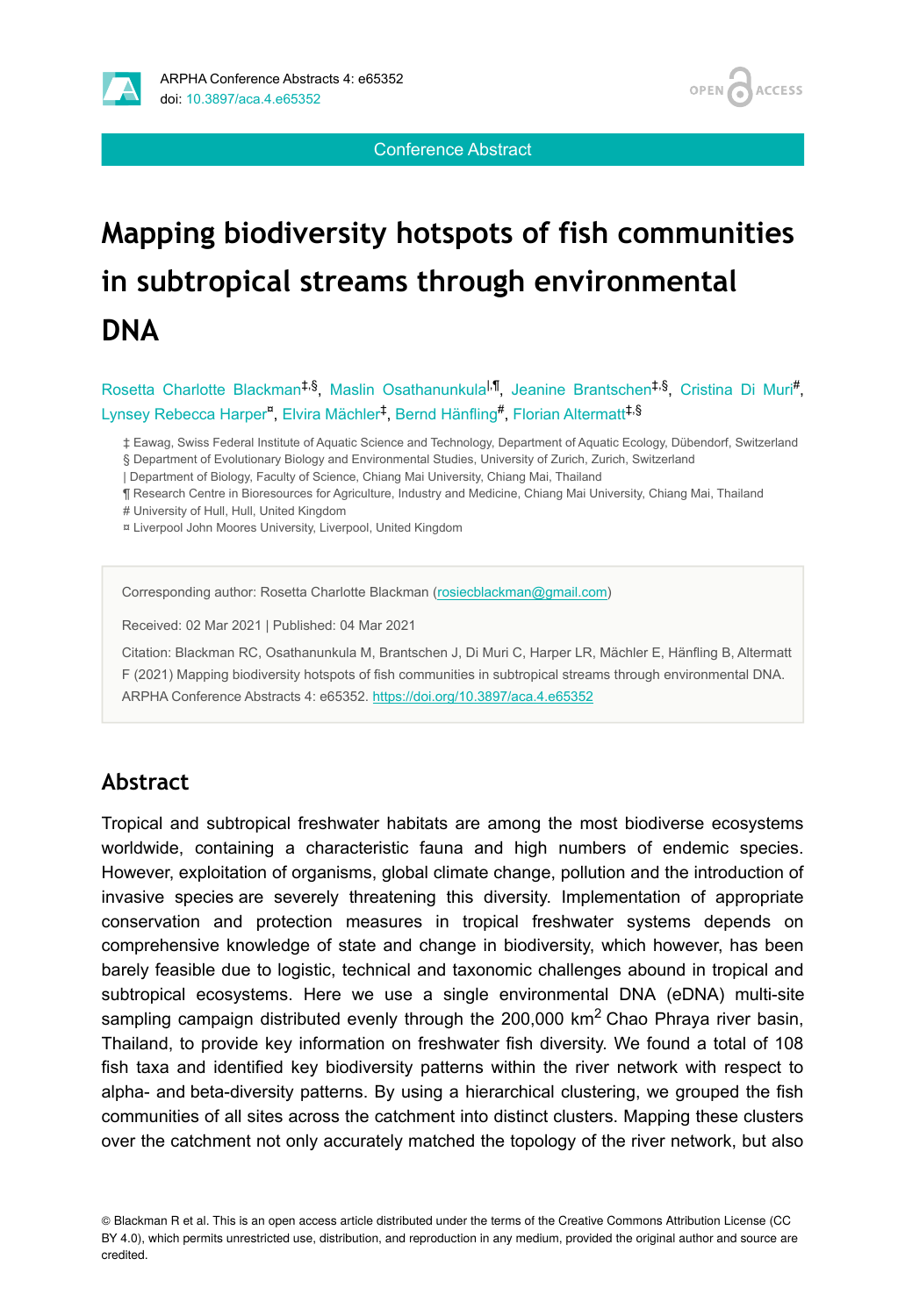Conference Abstract

# Mapping biodiversity hotspots of fish communities in subtropical streams through environmental DNA

Rosetta Charlotte Blackman[‡,§], Maslin Osathanunkula[|,¶], Jeanine Brantschen[‡,§], Cristina Di Muri[#], Lynsey Rebecca Harper[¤], Elvira Mächler[‡], Bernd Hänfling[#], Florian Altermatt[‡,§]

‡ Eawag, Swiss Federal Institute of Aquatic Science and Technology, Department of Aquatic Ecology, Dübendorf, Switzerland
§ Department of Evolutionary Biology and Environmental Studies, University of Zurich, Zurich, Switzerland
| Department of Biology, Faculty of Science, Chiang Mai University, Chiang Mai, Thailand
¶ Research Centre in Bioresources for Agriculture, Industry and Medicine, Chiang Mai University, Chiang Mai, Thailand
# University of Hull, Hull, United Kingdom
¤ Liverpool John Moores University, Liverpool, United Kingdom

Corresponding author: Rosetta Charlotte Blackman (rosiecblackman@gmail.com)

Received: 02 Mar 2021 | Published: 04 Mar 2021

Citation: Blackman RC, Osathanunkula M, Brantschen J, Di Muri C, Harper LR, Mächler E, Hänfling B, Altermatt F (2021) Mapping biodiversity hotspots of fish communities in subtropical streams through environmental DNA. ARPHA Conference Abstracts 4: e65352. https://doi.org/10.3897/aca.4.e65352

## Abstract

Tropical and subtropical freshwater habitats are among the most biodiverse ecosystems worldwide, containing a characteristic fauna and high numbers of endemic species. However, exploitation of organisms, global climate change, pollution and the introduction of invasive species are severely threatening this diversity. Implementation of appropriate conservation and protection measures in tropical freshwater systems depends on comprehensive knowledge of state and change in biodiversity, which however, has been barely feasible due to logistic, technical and taxonomic challenges abound in tropical and subtropical ecosystems. Here we use a single environmental DNA (eDNA) multi-site sampling campaign distributed evenly through the 200,000 km$^2$ Chao Phraya river basin, Thailand, to provide key information on freshwater fish diversity. We found a total of 108 fish taxa and identified key biodiversity patterns within the river network with respect to alpha- and beta-diversity patterns. By using a hierarchical clustering, we grouped the fish communities of all sites across the catchment into distinct clusters. Mapping these clusters over the catchment not only accurately matched the topology of the river network, but also

© Blackman R et al. This is an open access article distributed under the terms of the Creative Commons Attribution License (CC BY 4.0), which permits unrestricted use, distribution, and reproduction in any medium, provided the original author and source are credited.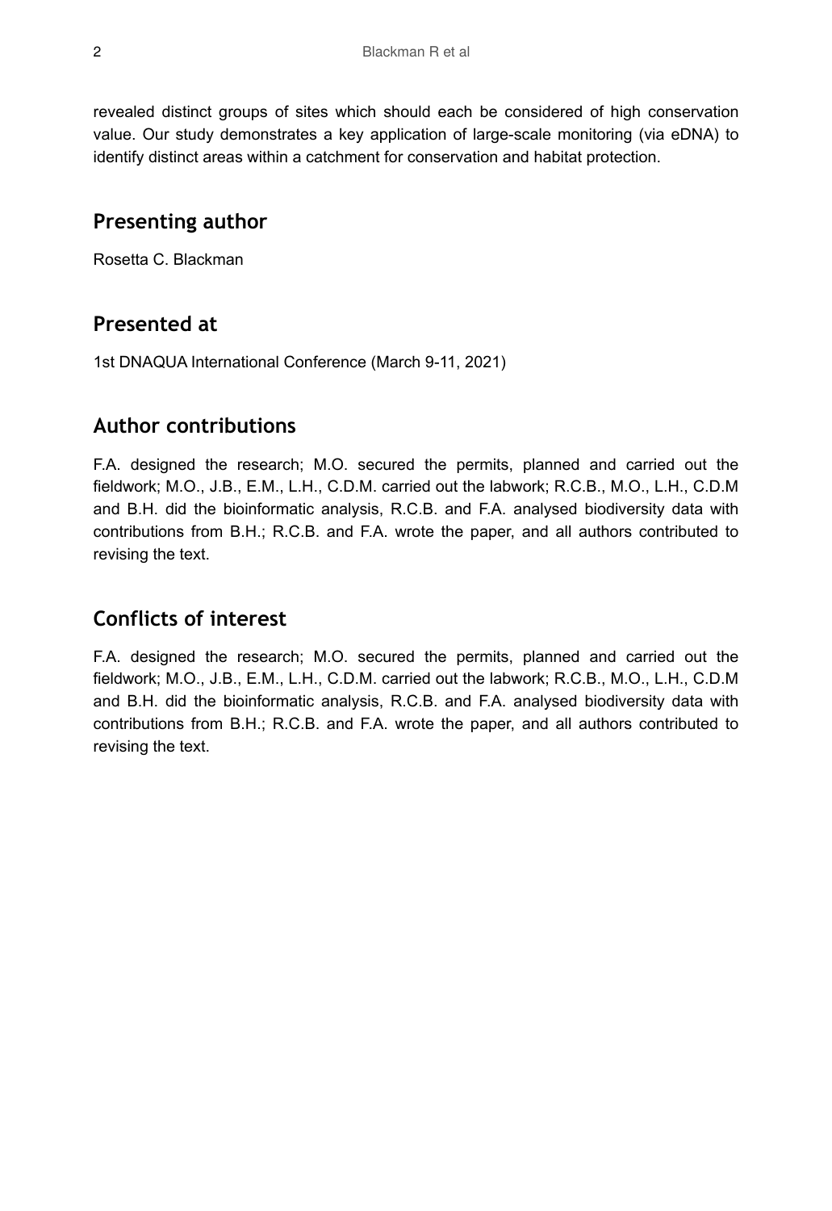revealed distinct groups of sites which should each be considered of high conservation value. Our study demonstrates a key application of large-scale monitoring (via eDNA) to identify distinct areas within a catchment for conservation and habitat protection.

## Presenting author

Rosetta C. Blackman

## Presented at

1st DNAQUA International Conference (March 9-11, 2021)

## Author contributions

F.A. designed the research; M.O. secured the permits, planned and carried out the fieldwork; M.O., J.B., E.M., L.H., C.D.M. carried out the labwork; R.C.B., M.O., L.H., C.D.M and B.H. did the bioinformatic analysis, R.C.B. and F.A. analysed biodiversity data with contributions from B.H.; R.C.B. and F.A. wrote the paper, and all authors contributed to revising the text.

## Conflicts of interest

F.A. designed the research; M.O. secured the permits, planned and carried out the fieldwork; M.O., J.B., E.M., L.H., C.D.M. carried out the labwork; R.C.B., M.O., L.H., C.D.M and B.H. did the bioinformatic analysis, R.C.B. and F.A. analysed biodiversity data with contributions from B.H.; R.C.B. and F.A. wrote the paper, and all authors contributed to revising the text.